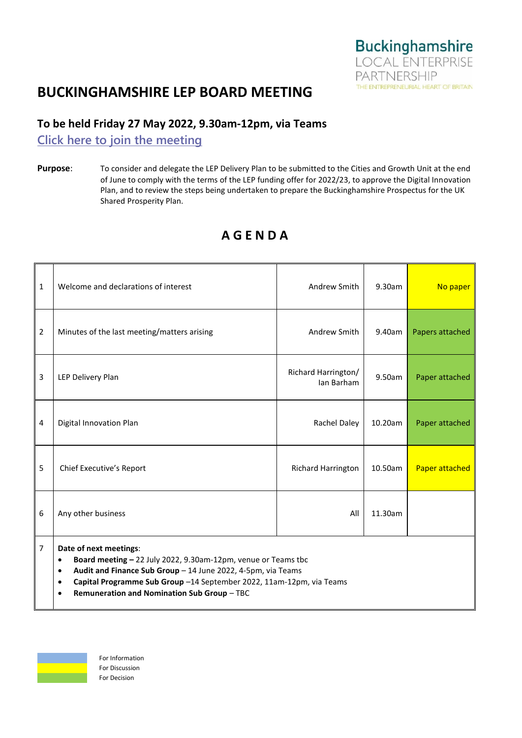Buckinghamshire
LOCAL ENTERPRISE
PARTNERSHIP
THE ENTREPRENEURIAL HEART OF BRITAIN

# BUCKINGHAMSHIRE LEP BOARD MEETING

## To be held Friday 27 May 2022, 9.30am-12pm, via Teams

[Click here to join the meeting]

**Purpose**: To consider and delegate the LEP Delivery Plan to be submitted to the Cities and Growth Unit at the end of June to comply with the terms of the LEP funding offer for 2022/23, to approve the Digital Innovation Plan, and to review the steps being undertaken to prepare the Buckinghamshire Prospectus for the UK Shared Prosperity Plan.

## A G E N D A

| | | | | |
|---|---|---|---|---|
| 1 | Welcome and declarations of interest | Andrew Smith | 9.30am | No paper |
| 2 | Minutes of the last meeting/matters arising | Andrew Smith | 9.40am | Papers attached |
| 3 | LEP Delivery Plan | Richard Harrington/ Ian Barham | 9.50am | Paper attached |
| 4 | Digital Innovation Plan | Rachel Daley | 10.20am | Paper attached |
| 5 | Chief Executive's Report | Richard Harrington | 10.50am | Paper attached |
| 6 | Any other business | All | 11.30am | |
| 7 | **Date of next meetings**:<br>• **Board meeting –** 22 July 2022, 9.30am-12pm, venue or Teams tbc<br>• **Audit and Finance Sub Group** – 14 June 2022, 4-5pm, via Teams<br>• **Capital Programme Sub Group** –14 September 2022, 11am-12pm, via Teams<br>• **Remuneration and Nomination Sub Group** – TBC | | | |

For Information
For Discussion
For Decision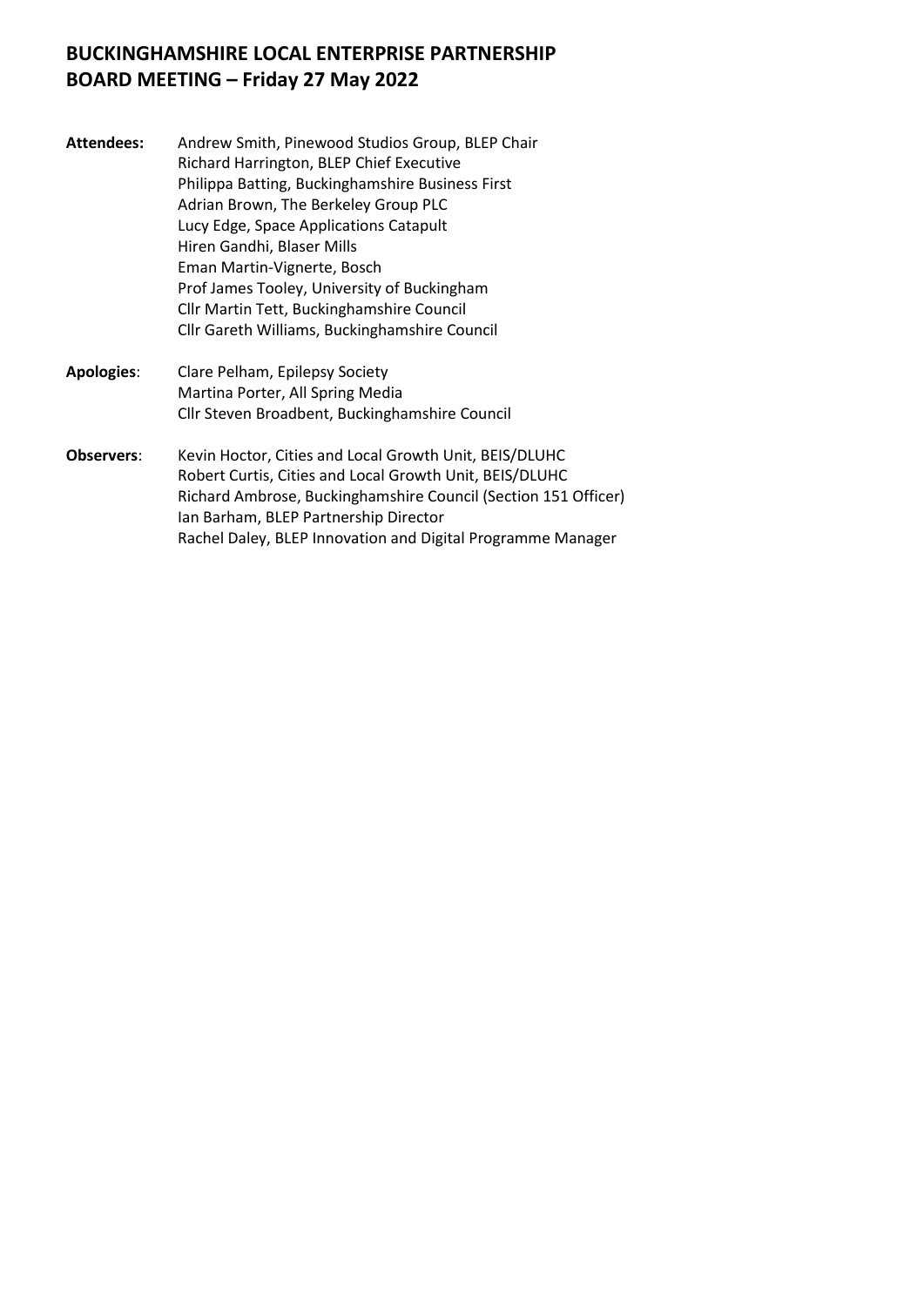# BUCKINGHAMSHIRE LOCAL ENTERPRISE PARTNERSHIP
# BOARD MEETING – Friday 27 May 2022

**Attendees:** Andrew Smith, Pinewood Studios Group, BLEP Chair
Richard Harrington, BLEP Chief Executive
Philippa Batting, Buckinghamshire Business First
Adrian Brown, The Berkeley Group PLC
Lucy Edge, Space Applications Catapult
Hiren Gandhi, Blaser Mills
Eman Martin-Vignerte, Bosch
Prof James Tooley, University of Buckingham
Cllr Martin Tett, Buckinghamshire Council
Cllr Gareth Williams, Buckinghamshire Council

**Apologies**: Clare Pelham, Epilepsy Society
Martina Porter, All Spring Media
Cllr Steven Broadbent, Buckinghamshire Council

**Observers**: Kevin Hoctor, Cities and Local Growth Unit, BEIS/DLUHC
Robert Curtis, Cities and Local Growth Unit, BEIS/DLUHC
Richard Ambrose, Buckinghamshire Council (Section 151 Officer)
Ian Barham, BLEP Partnership Director
Rachel Daley, BLEP Innovation and Digital Programme Manager